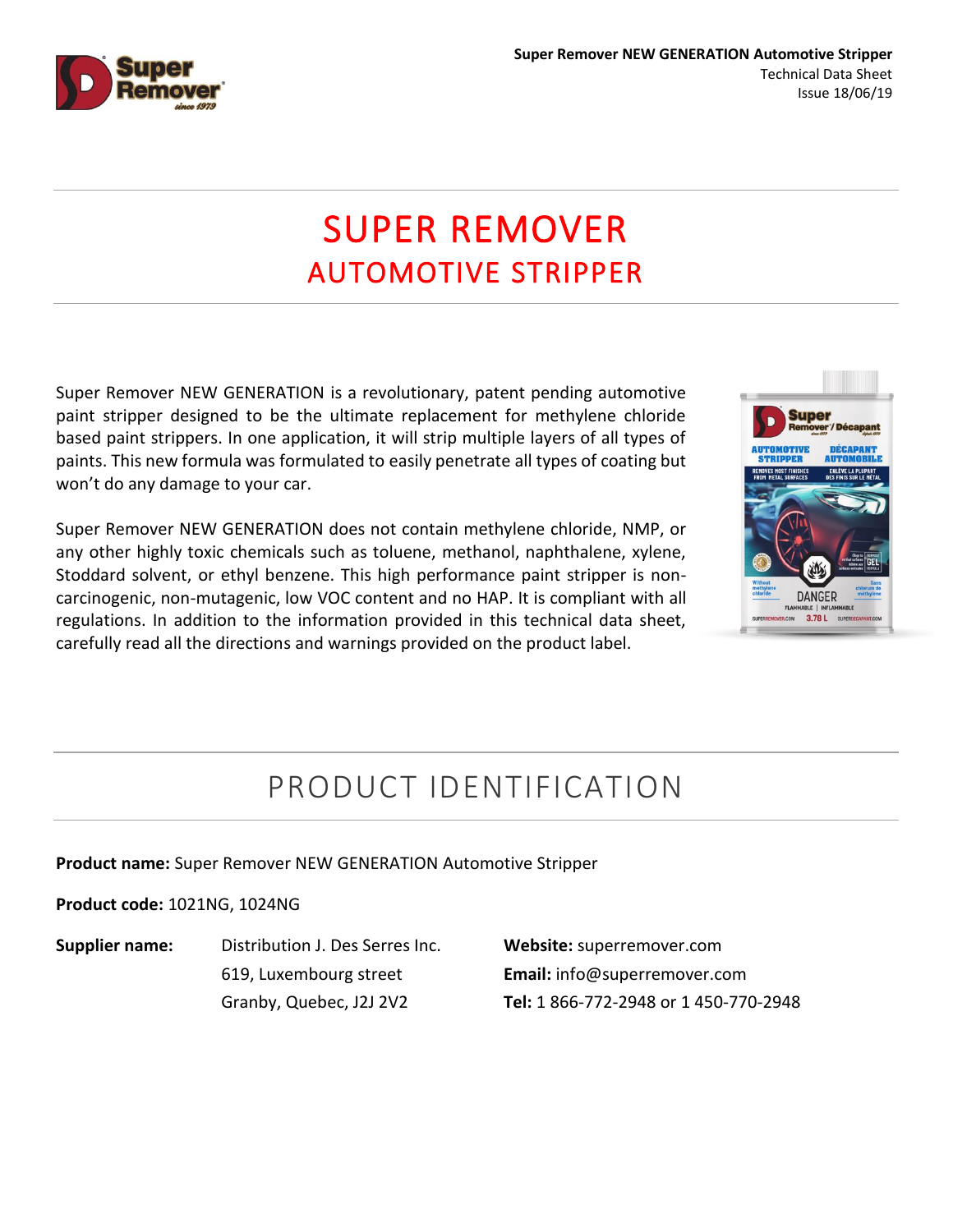# SUPER REMOVER

## AUTOMOTIVE STRIPPER

Super Remover NEW GENERATION is a revolutionary, patent pending automotive paint stripper designed to be the ultimate replacement for methylene chloride based paint strippers. In one application, it will strip multiple layers of all types of paints. This new formula was formulated to easily penetrate all types of coating but won't do any damage to your car.

Super Remover NEW GENERATION does not contain methylene chloride, NMP, or any other highly toxic chemicals such as toluene, methanol, naphthalene, xylene, Stoddard solvent, or ethyl benzene. This high performance paint stripper is non-carcinogenic, non-mutagenic, low VOC content and no HAP. It is compliant with all regulations. In addition to the information provided in this technical data sheet, carefully read all the directions and warnings provided on the product label.

## PRODUCT IDENTIFICATION

**Product name:** Super Remover NEW GENERATION Automotive Stripper

**Product code:** 1021NG, 1024NG

**Supplier name:** Distribution J. Des Serres Inc.
619, Luxembourg street
Granby, Quebec, J2J 2V2

**Website:** superremover.com
**Email:** info@superremover.com
**Tel:** 1 866-772-2948 or 1 450-770-2948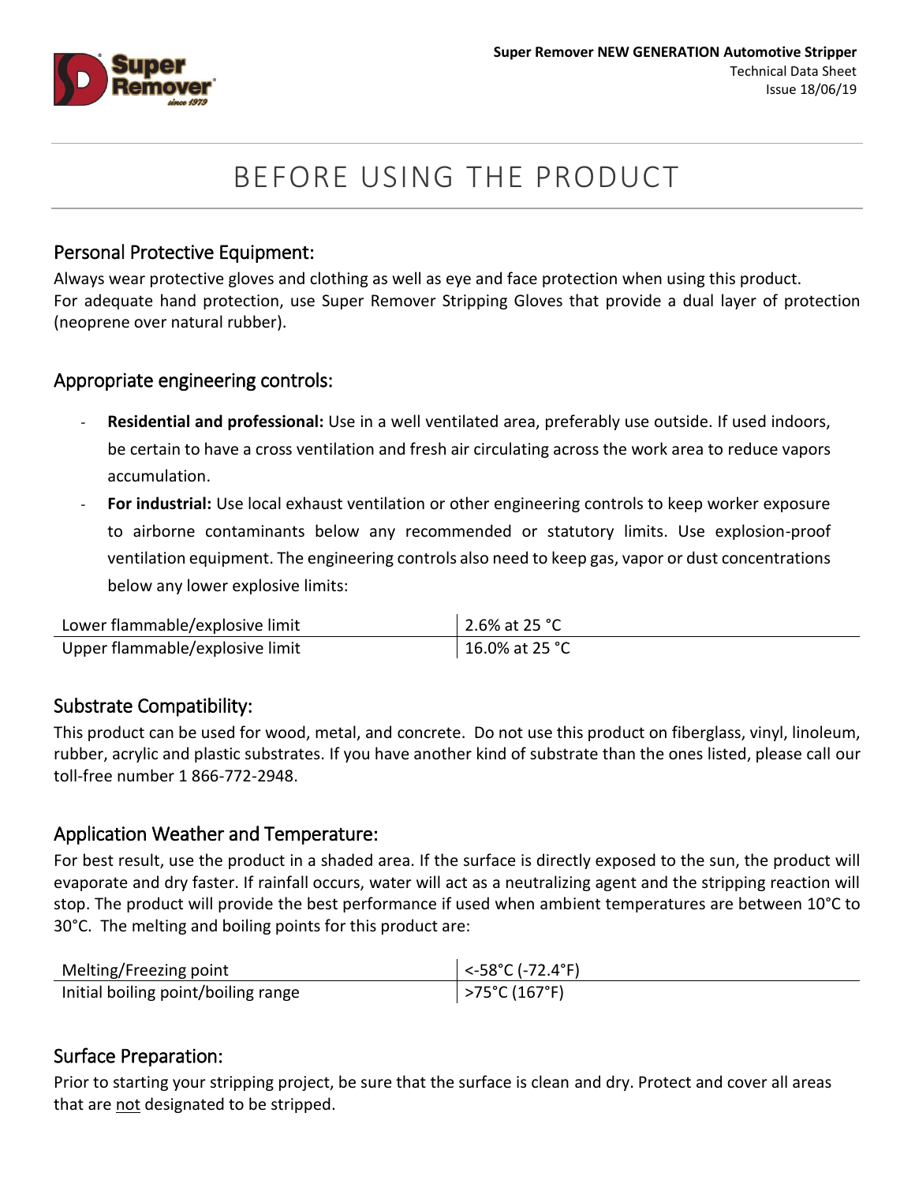# BEFORE USING THE PRODUCT

## Personal Protective Equipment:

Always wear protective gloves and clothing as well as eye and face protection when using this product. For adequate hand protection, use Super Remover Stripping Gloves that provide a dual layer of protection (neoprene over natural rubber).

## Appropriate engineering controls:

- **Residential and professional:** Use in a well ventilated area, preferably use outside. If used indoors, be certain to have a cross ventilation and fresh air circulating across the work area to reduce vapors accumulation.
- **For industrial:** Use local exhaust ventilation or other engineering controls to keep worker exposure to airborne contaminants below any recommended or statutory limits. Use explosion-proof ventilation equipment. The engineering controls also need to keep gas, vapor or dust concentrations below any lower explosive limits:

| Lower flammable/explosive limit | 2.6% at 25 °C |
| --- | --- |
| Upper flammable/explosive limit | 16.0% at 25 °C |

## Substrate Compatibility:

This product can be used for wood, metal, and concrete. Do not use this product on fiberglass, vinyl, linoleum, rubber, acrylic and plastic substrates. If you have another kind of substrate than the ones listed, please call our toll-free number 1 866-772-2948.

## Application Weather and Temperature:

For best result, use the product in a shaded area. If the surface is directly exposed to the sun, the product will evaporate and dry faster. If rainfall occurs, water will act as a neutralizing agent and the stripping reaction will stop. The product will provide the best performance if used when ambient temperatures are between 10°C to 30°C. The melting and boiling points for this product are:

| Melting/Freezing point | <-58°C (-72.4°F) |
| --- | --- |
| Initial boiling point/boiling range | >75°C (167°F) |

## Surface Preparation:

Prior to starting your stripping project, be sure that the surface is clean and dry. Protect and cover all areas that are not designated to be stripped.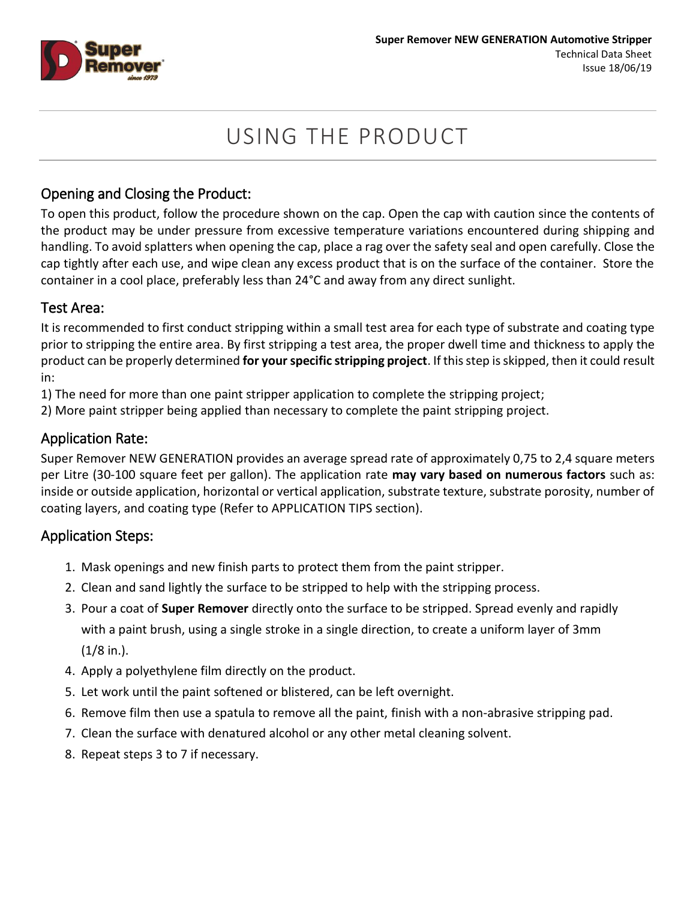# USING THE PRODUCT

## Opening and Closing the Product:

To open this product, follow the procedure shown on the cap. Open the cap with caution since the contents of the product may be under pressure from excessive temperature variations encountered during shipping and handling. To avoid splatters when opening the cap, place a rag over the safety seal and open carefully. Close the cap tightly after each use, and wipe clean any excess product that is on the surface of the container. Store the container in a cool place, preferably less than 24°C and away from any direct sunlight.

## Test Area:

It is recommended to first conduct stripping within a small test area for each type of substrate and coating type prior to stripping the entire area. By first stripping a test area, the proper dwell time and thickness to apply the product can be properly determined **for your specific stripping project**. If this step is skipped, then it could result in:

1) The need for more than one paint stripper application to complete the stripping project;
2) More paint stripper being applied than necessary to complete the paint stripping project.

## Application Rate:

Super Remover NEW GENERATION provides an average spread rate of approximately 0,75 to 2,4 square meters per Litre (30-100 square feet per gallon). The application rate **may vary based on numerous factors** such as: inside or outside application, horizontal or vertical application, substrate texture, substrate porosity, number of coating layers, and coating type (Refer to APPLICATION TIPS section).

## Application Steps:

1. Mask openings and new finish parts to protect them from the paint stripper.
2. Clean and sand lightly the surface to be stripped to help with the stripping process.
3. Pour a coat of **Super Remover** directly onto the surface to be stripped. Spread evenly and rapidly with a paint brush, using a single stroke in a single direction, to create a uniform layer of 3mm (1/8 in.).
4. Apply a polyethylene film directly on the product.
5. Let work until the paint softened or blistered, can be left overnight.
6. Remove film then use a spatula to remove all the paint, finish with a non-abrasive stripping pad.
7. Clean the surface with denatured alcohol or any other metal cleaning solvent.
8. Repeat steps 3 to 7 if necessary.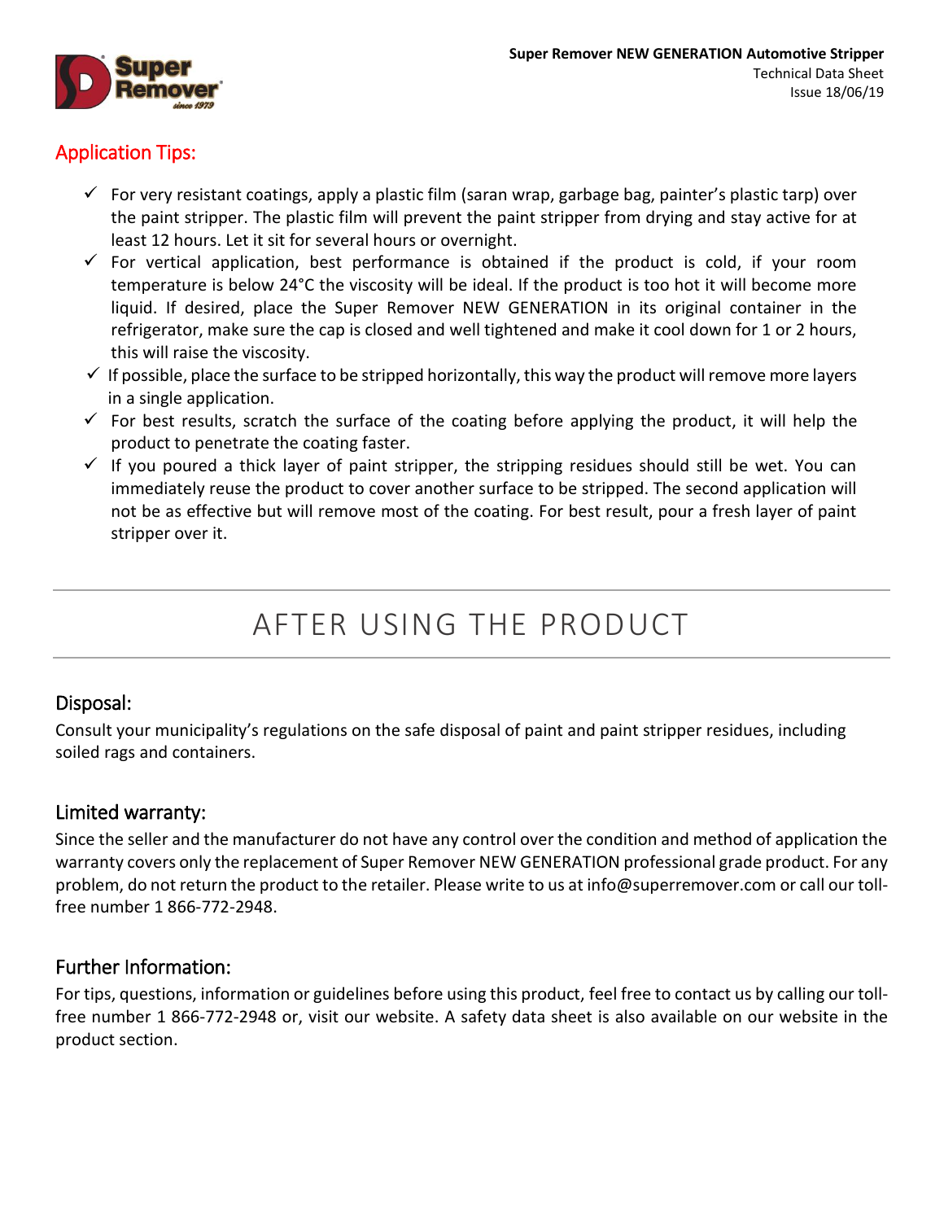## Application Tips:

- ✓ For very resistant coatings, apply a plastic film (saran wrap, garbage bag, painter's plastic tarp) over the paint stripper. The plastic film will prevent the paint stripper from drying and stay active for at least 12 hours. Let it sit for several hours or overnight.
- ✓ For vertical application, best performance is obtained if the product is cold, if your room temperature is below 24°C the viscosity will be ideal. If the product is too hot it will become more liquid. If desired, place the Super Remover NEW GENERATION in its original container in the refrigerator, make sure the cap is closed and well tightened and make it cool down for 1 or 2 hours, this will raise the viscosity.
- ✓ If possible, place the surface to be stripped horizontally, this way the product will remove more layers in a single application.
- ✓ For best results, scratch the surface of the coating before applying the product, it will help the product to penetrate the coating faster.
- ✓ If you poured a thick layer of paint stripper, the stripping residues should still be wet. You can immediately reuse the product to cover another surface to be stripped. The second application will not be as effective but will remove most of the coating. For best result, pour a fresh layer of paint stripper over it.

# AFTER USING THE PRODUCT

## Disposal:

Consult your municipality's regulations on the safe disposal of paint and paint stripper residues, including soiled rags and containers.

## Limited warranty:

Since the seller and the manufacturer do not have any control over the condition and method of application the warranty covers only the replacement of Super Remover NEW GENERATION professional grade product. For any problem, do not return the product to the retailer. Please write to us at info@superremover.com or call our toll-free number 1 866-772-2948.

## Further Information:

For tips, questions, information or guidelines before using this product, feel free to contact us by calling our toll-free number 1 866-772-2948 or, visit our website. A safety data sheet is also available on our website in the product section.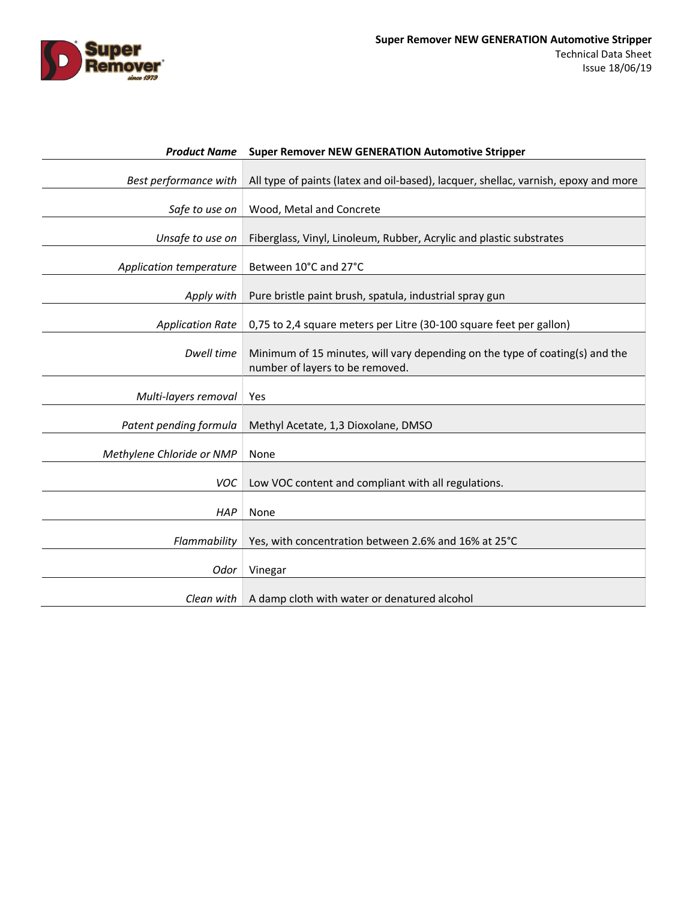**Super Remover NEW GENERATION Automotive Stripper**
Technical Data Sheet
Issue 18/06/19

| *Product Name* | **Super Remover NEW GENERATION Automotive Stripper** |
|---|---|
| *Best performance with* | All type of paints (latex and oil-based), lacquer, shellac, varnish, epoxy and more |
| *Safe to use on* | Wood, Metal and Concrete |
| *Unsafe to use on* | Fiberglass, Vinyl, Linoleum, Rubber, Acrylic and plastic substrates |
| *Application temperature* | Between 10°C and 27°C |
| *Apply with* | Pure bristle paint brush, spatula, industrial spray gun |
| *Application Rate* | 0,75 to 2,4 square meters per Litre (30-100 square feet per gallon) |
| *Dwell time* | Minimum of 15 minutes, will vary depending on the type of coating(s) and the number of layers to be removed. |
| *Multi-layers removal* | Yes |
| *Patent pending formula* | Methyl Acetate, 1,3 Dioxolane, DMSO |
| *Methylene Chloride or NMP* | None |
| *VOC* | Low VOC content and compliant with all regulations. |
| *HAP* | None |
| *Flammability* | Yes, with concentration between 2.6% and 16% at 25°C |
| *Odor* | Vinegar |
| *Clean with* | A damp cloth with water or denatured alcohol |